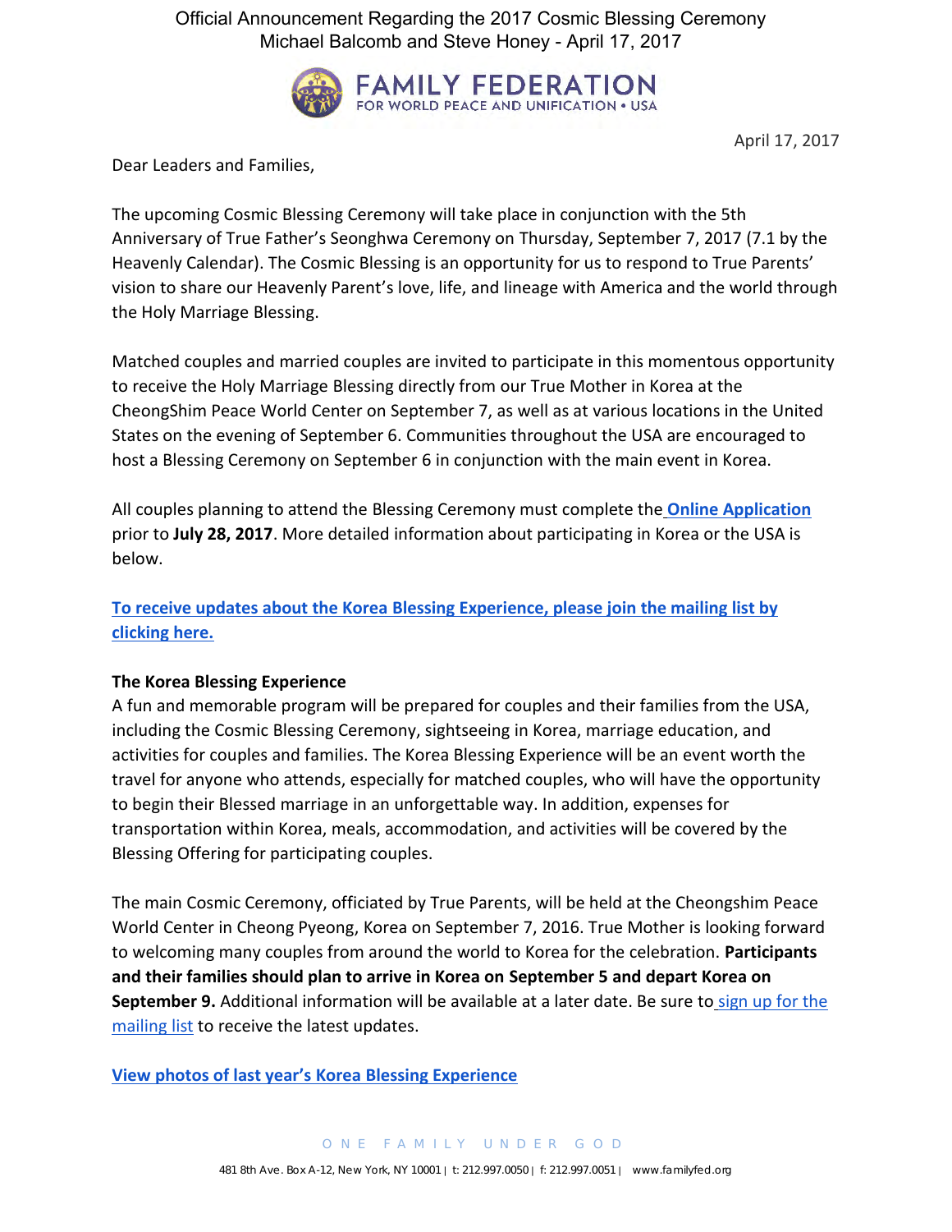Official Announcement Regarding the 2017 Cosmic Blessing Ceremony
Michael Balcomb and Steve Honey - April 17, 2017

FAMILY FEDERATION
FOR WORLD PEACE AND UNIFICATION • USA

April 17, 2017

Dear Leaders and Families,

The upcoming Cosmic Blessing Ceremony will take place in conjunction with the 5th Anniversary of True Father's Seonghwa Ceremony on Thursday, September 7, 2017 (7.1 by the Heavenly Calendar). The Cosmic Blessing is an opportunity for us to respond to True Parents' vision to share our Heavenly Parent's love, life, and lineage with America and the world through the Holy Marriage Blessing.

Matched couples and married couples are invited to participate in this momentous opportunity to receive the Holy Marriage Blessing directly from our True Mother in Korea at the CheongShim Peace World Center on September 7, as well as at various locations in the United States on the evening of September 6. Communities throughout the USA are encouraged to host a Blessing Ceremony on September 6 in conjunction with the main event in Korea.

All couples planning to attend the Blessing Ceremony must complete the **Online Application** prior to **July 28, 2017**. More detailed information about participating in Korea or the USA is below.

**To receive updates about the Korea Blessing Experience, please join the mailing list by clicking here.**

**The Korea Blessing Experience**
A fun and memorable program will be prepared for couples and their families from the USA, including the Cosmic Blessing Ceremony, sightseeing in Korea, marriage education, and activities for couples and families. The Korea Blessing Experience will be an event worth the travel for anyone who attends, especially for matched couples, who will have the opportunity to begin their Blessed marriage in an unforgettable way. In addition, expenses for transportation within Korea, meals, accommodation, and activities will be covered by the Blessing Offering for participating couples.

The main Cosmic Ceremony, officiated by True Parents, will be held at the Cheongshim Peace World Center in Cheong Pyeong, Korea on September 7, 2016. True Mother is looking forward to welcoming many couples from around the world to Korea for the celebration. **Participants and their families should plan to arrive in Korea on September 5 and depart Korea on September 9.** Additional information will be available at a later date. Be sure to sign up for the mailing list to receive the latest updates.

**View photos of last year's Korea Blessing Experience**

ONE FAMILY UNDER GOD

481 8th Ave. Box A-12, New York, NY 10001 | t: 212.997.0050 | f: 212.997.0051 | www.familyfed.org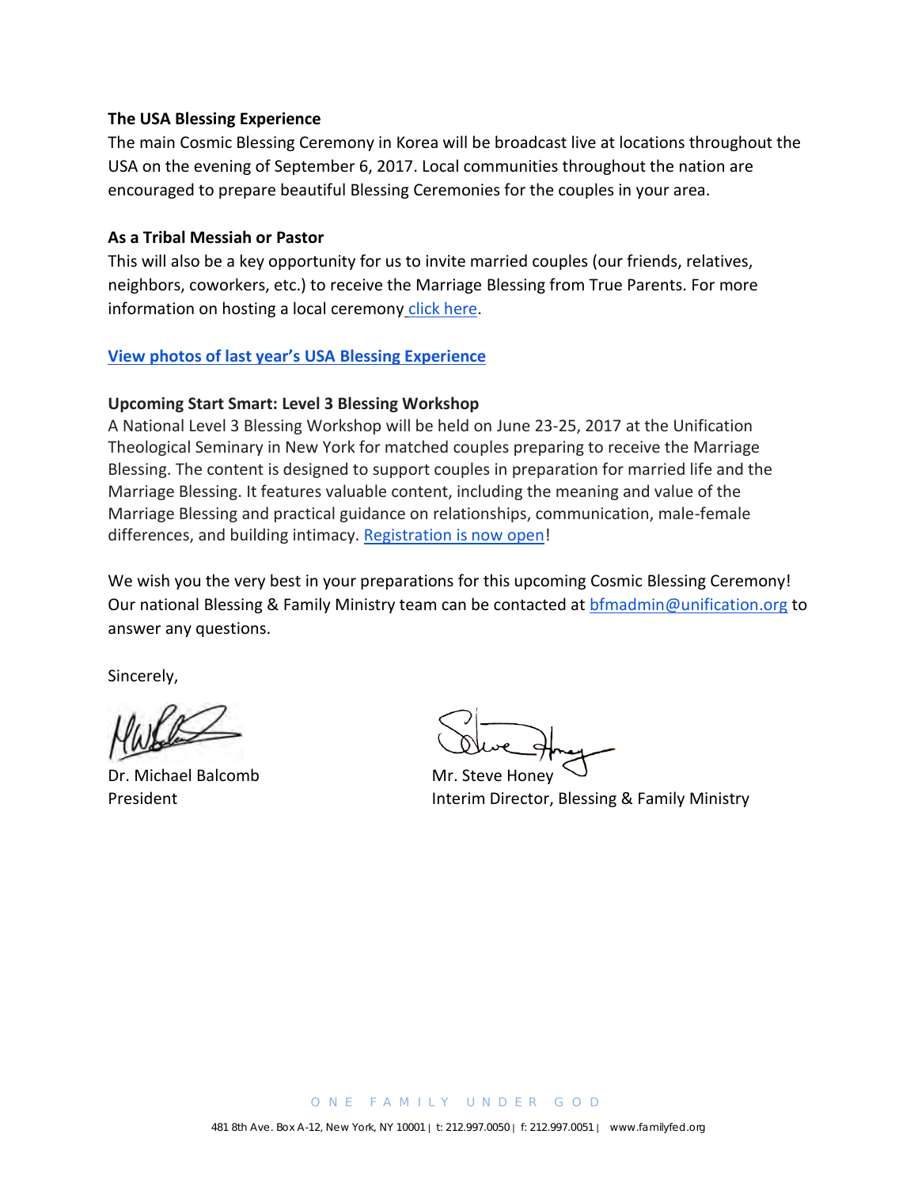**The USA Blessing Experience**

The main Cosmic Blessing Ceremony in Korea will be broadcast live at locations throughout the USA on the evening of September 6, 2017. Local communities throughout the nation are encouraged to prepare beautiful Blessing Ceremonies for the couples in your area.

**As a Tribal Messiah or Pastor**

This will also be a key opportunity for us to invite married couples (our friends, relatives, neighbors, coworkers, etc.) to receive the Marriage Blessing from True Parents. For more information on hosting a local ceremony click here.

**View photos of last year's USA Blessing Experience**

**Upcoming Start Smart: Level 3 Blessing Workshop**

A National Level 3 Blessing Workshop will be held on June 23-25, 2017 at the Unification Theological Seminary in New York for matched couples preparing to receive the Marriage Blessing. The content is designed to support couples in preparation for married life and the Marriage Blessing. It features valuable content, including the meaning and value of the Marriage Blessing and practical guidance on relationships, communication, male-female differences, and building intimacy. Registration is now open!

We wish you the very best in your preparations for this upcoming Cosmic Blessing Ceremony! Our national Blessing & Family Ministry team can be contacted at bfmadmin@unification.org to answer any questions.

Sincerely,

Dr. Michael Balcomb
President

Mr. Steve Honey
Interim Director, Blessing & Family Ministry

ONE FAMILY UNDER GOD

481 8th Ave. Box A-12, New York, NY 10001 | t: 212.997.0050 | f: 212.997.0051 | www.familyfed.org